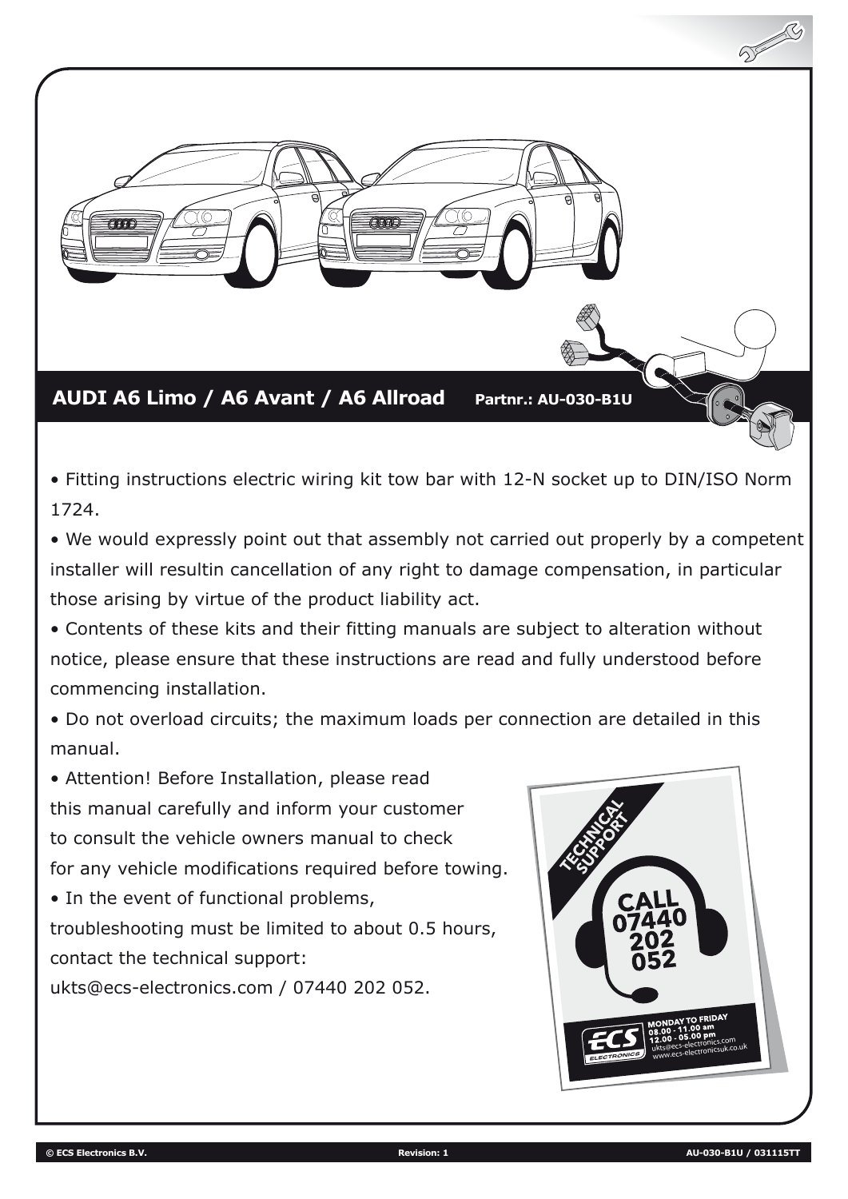## AUDI A6 Limo / A6 Avant / A6 Allroad **Partnr.: AU-030-B1U**

- Fitting instructions electric wiring kit tow bar with 12-N socket up to DIN/ISO Norm 1724.
- We would expressly point out that assembly not carried out properly by a competent installer will resultin cancellation of any right to damage compensation, in particular those arising by virtue of the product liability act.
- Contents of these kits and their fitting manuals are subject to alteration without notice, please ensure that these instructions are read and fully understood before commencing installation.
- Do not overload circuits; the maximum loads per connection are detailed in this manual.
- Attention! Before Installation, please read this manual carefully and inform your customer to consult the vehicle owners manual to check for any vehicle modifications required before towing.
- In the event of functional problems, troubleshooting must be limited to about 0.5 hours, contact the technical support: ukts@ecs-electronics.com / 07440 202 052.

TECHNICAL SUPPORT

CALL 07440 202 052

MONDAY TO FRIDAY
08.00 - 11.00 am
12.00 - 05.00 pm
ukts@ecs-electronics.com
www.ecs-electronicsuk.co.uk

© ECS Electronics B.V. Revision: 1 AU-030-B1U / 031115TT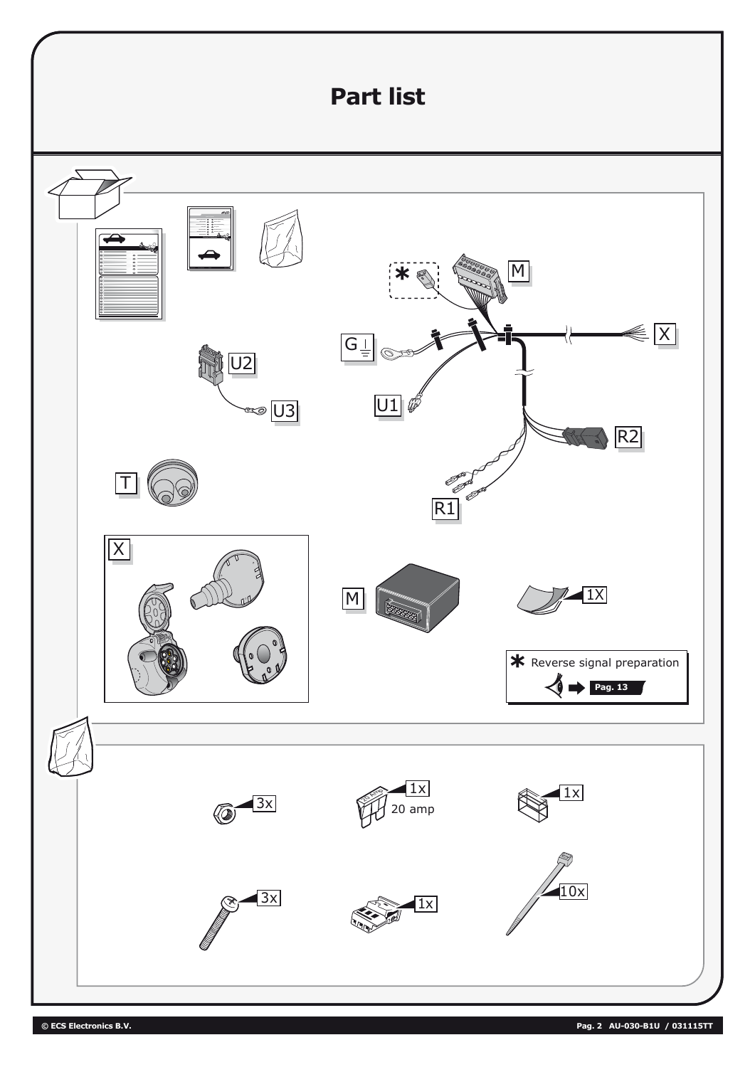# Part list

M

X

G

U1

R2

R1

U2

U3

T

X

M

1X

* Reverse signal preparation

Pag. 13

3x

1x

20 amp

1x

3x

1x

10x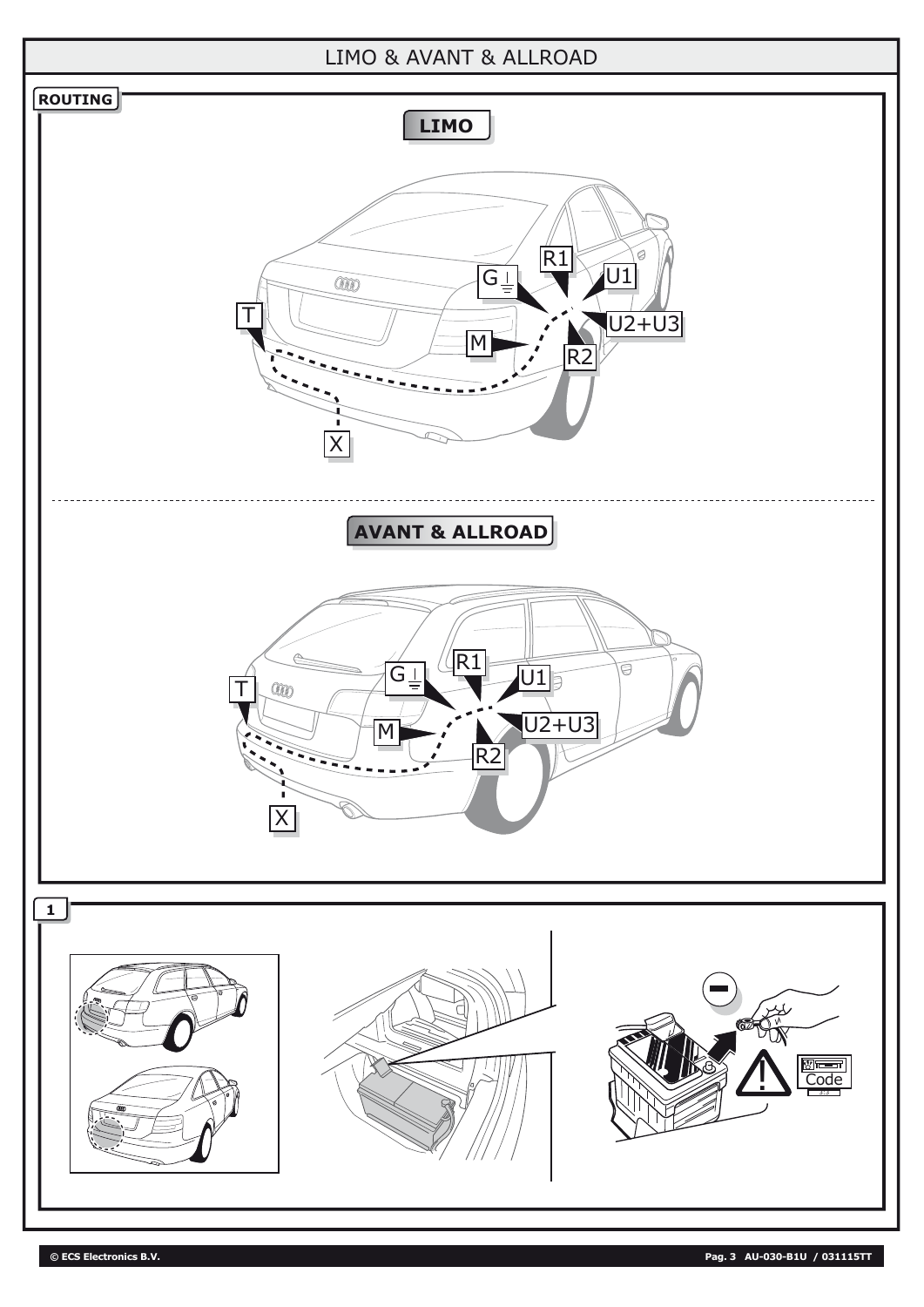# LIMO & AVANT & ALLROAD

**ROUTING**

**LIMO**

T, G, R1, U1, U2+U3, M, R2, X

**AVANT & ALLROAD**

T, G, R1, U1, U2+U3, M, R2, X

**1**

Code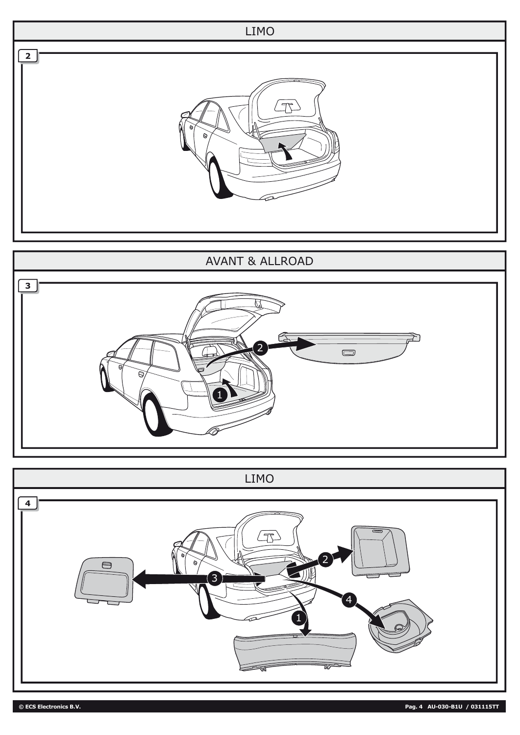## LIMO

**2**

## AVANT & ALLROAD

**3**

## LIMO

**4**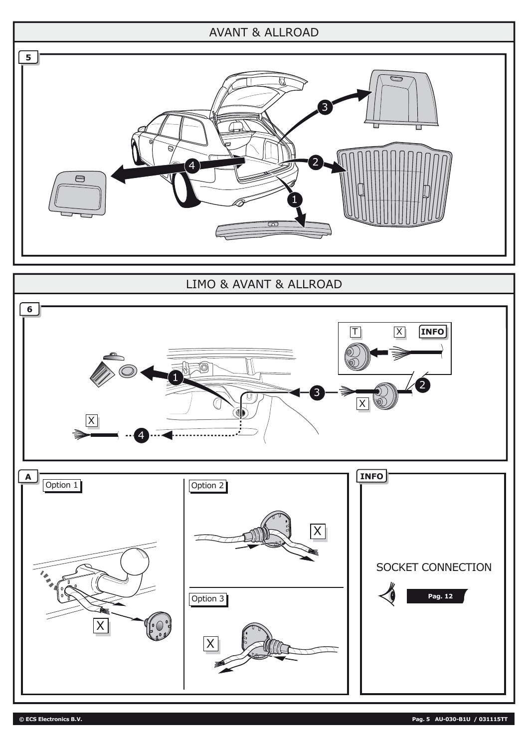## AVANT & ALLROAD

5

1 2 3 4

## LIMO & AVANT & ALLROAD

6

T X INFO

1 2 3 4

X

X

A

Option 1

X

Option 2

X

Option 3

X

INFO

SOCKET CONNECTION

Pag. 12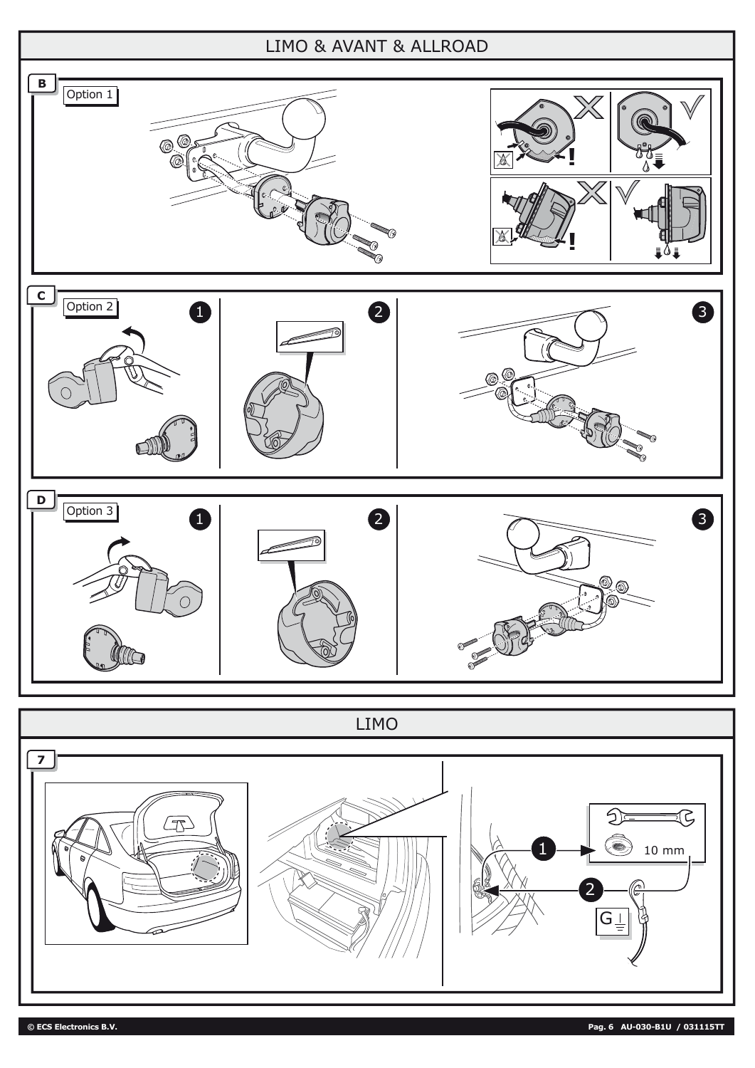## LIMO & AVANT & ALLROAD

**B**

Option 1

**C**

Option 2

1

2

3

**D**

Option 3

1

2

3

## LIMO

**7**

1

10 mm

2

G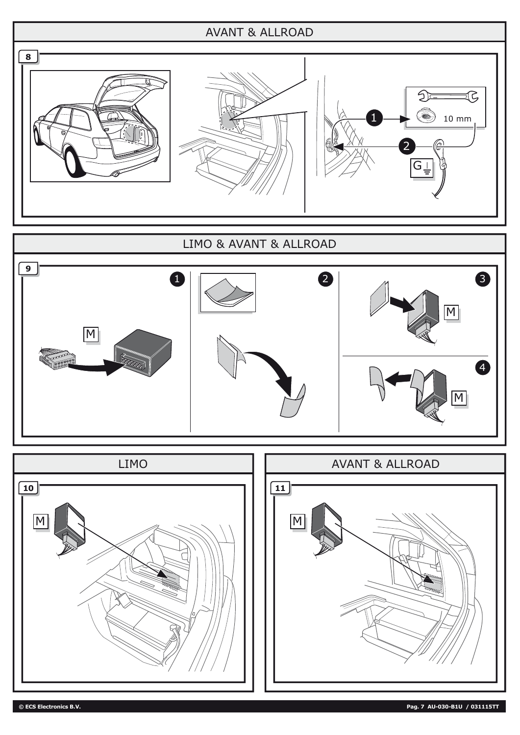## AVANT & ALLROAD

**8**

1

10 mm

2

G

## LIMO & AVANT & ALLROAD

**9**

1

M

2

3

M

4

M

## LIMO

**10**

M

## AVANT & ALLROAD

**11**

M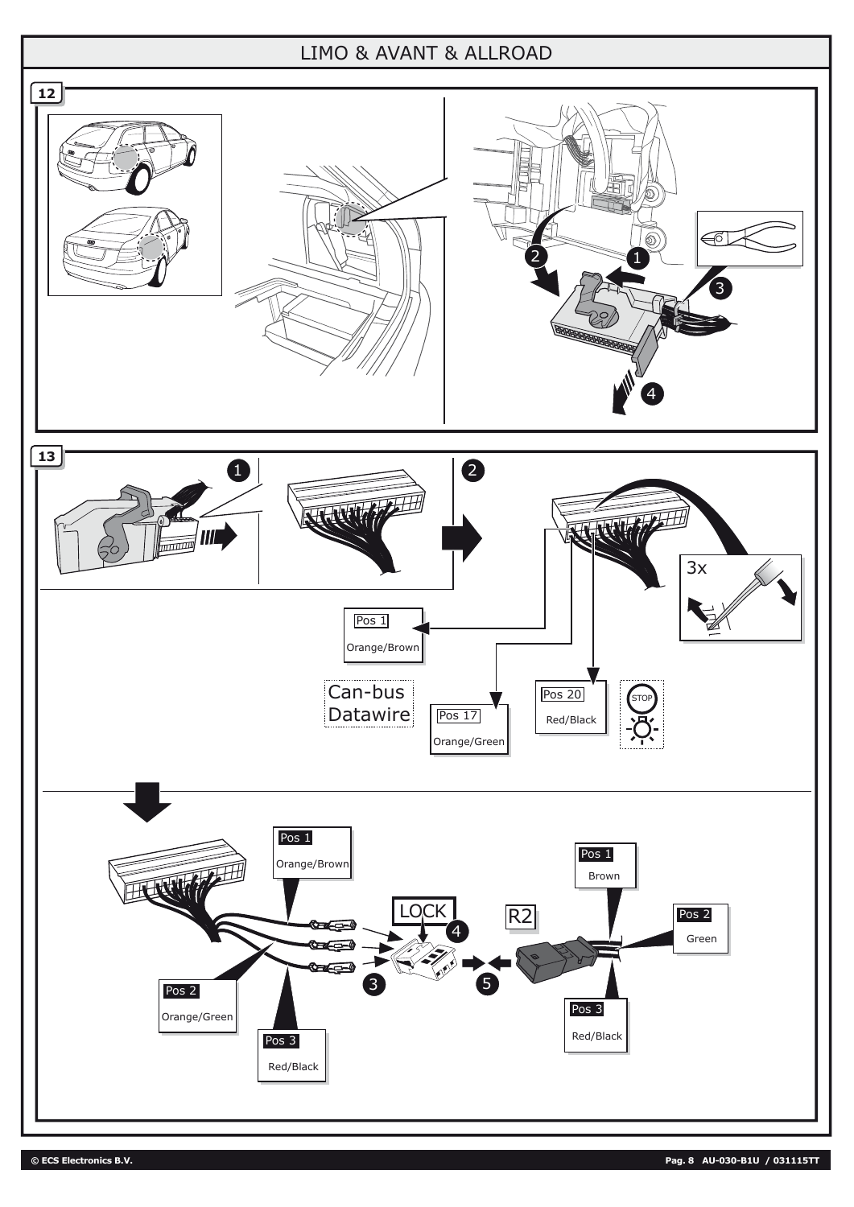# LIMO & AVANT & ALLROAD

**12**

**13**

3x

Pos 1
Orange/Brown

Can-bus
Datawire

Pos 17
Orange/Green

Pos 20
Red/Black

STOP

Pos 1
Orange/Brown

Pos 2
Orange/Green

Pos 3
Red/Black

LOCK

R2

Pos 1
Brown

Pos 2
Green

Pos 3
Red/Black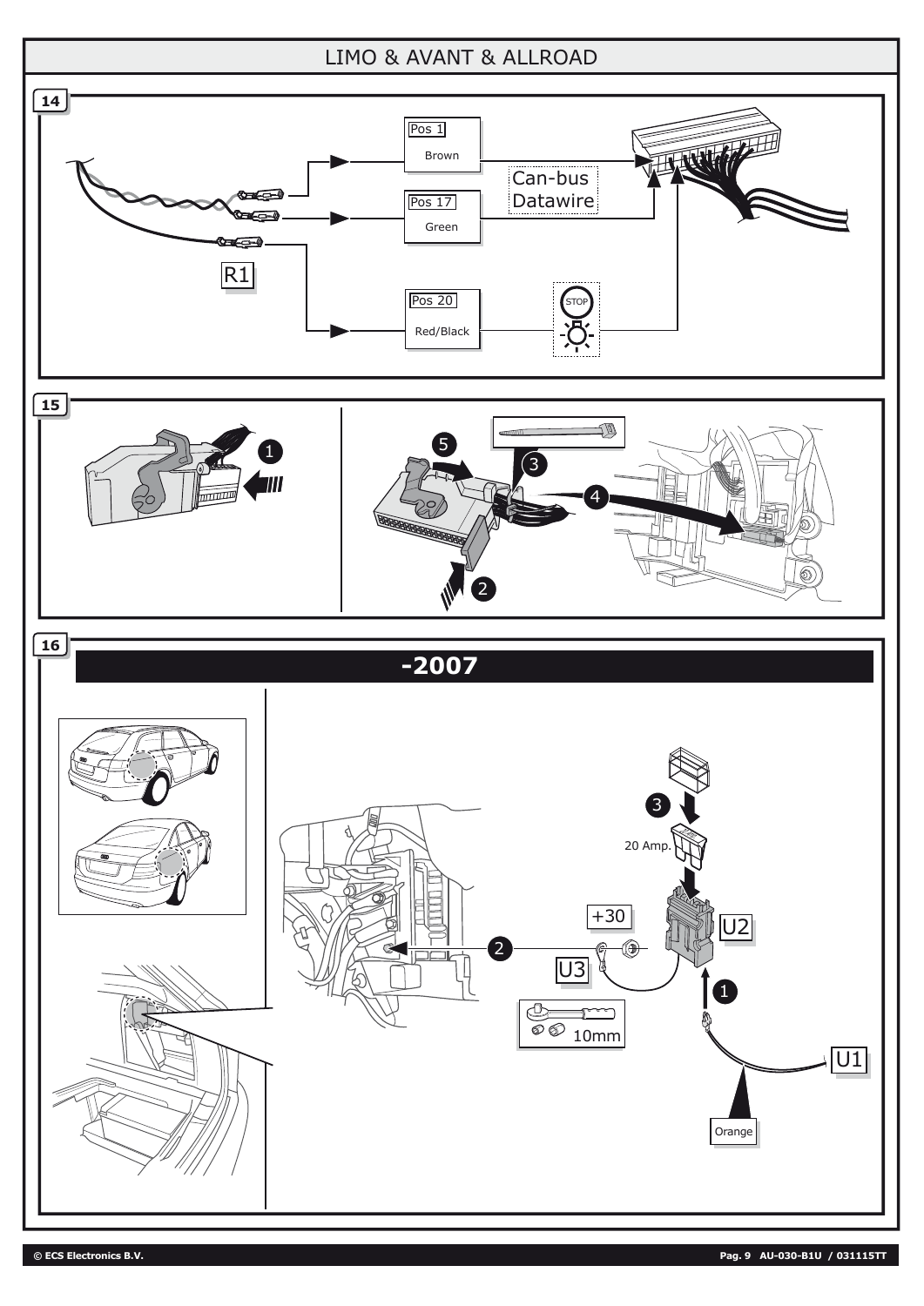# LIMO & AVANT & ALLROAD

**14**

R1

Pos 1
Brown

Pos 17
Green

Can-bus
Datawire

Pos 20
Red/Black

STOP

**15**

1

5

3

4

2

**16**

## -2007

3

20 Amp.

+30

U2

2

U3

1

10mm

U1

Orange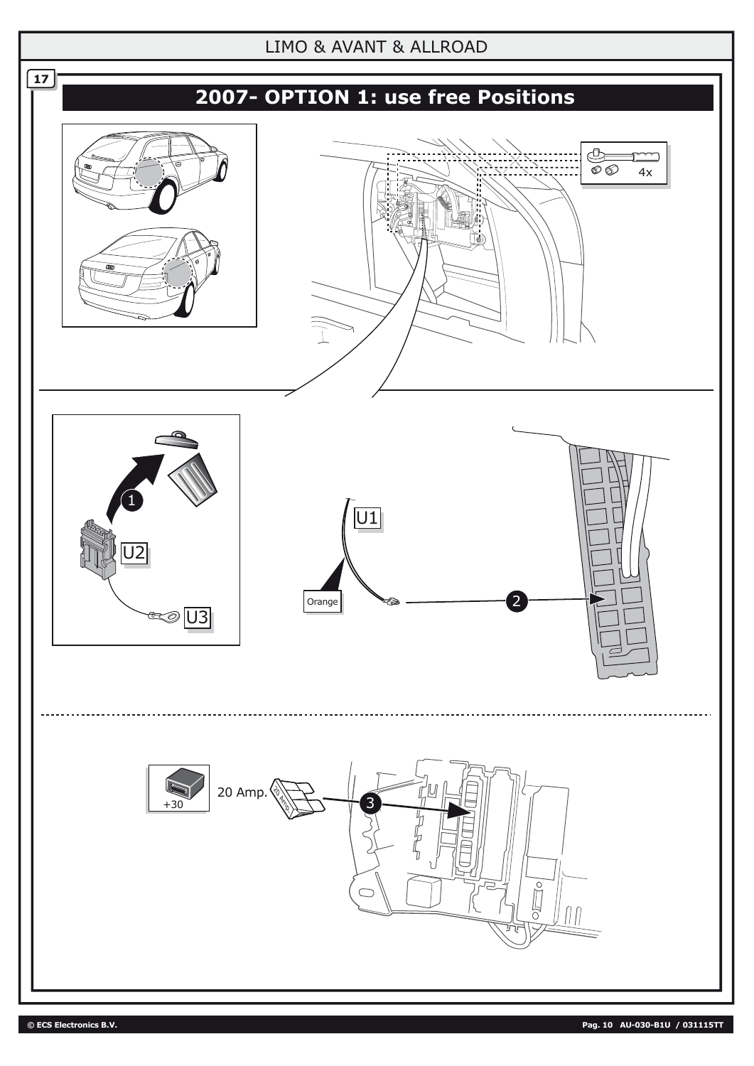LIMO & AVANT & ALLROAD

17

# 2007- OPTION 1: use free Positions

4x

1

U2

U3

U1

Orange

2

+30

20 Amp.

3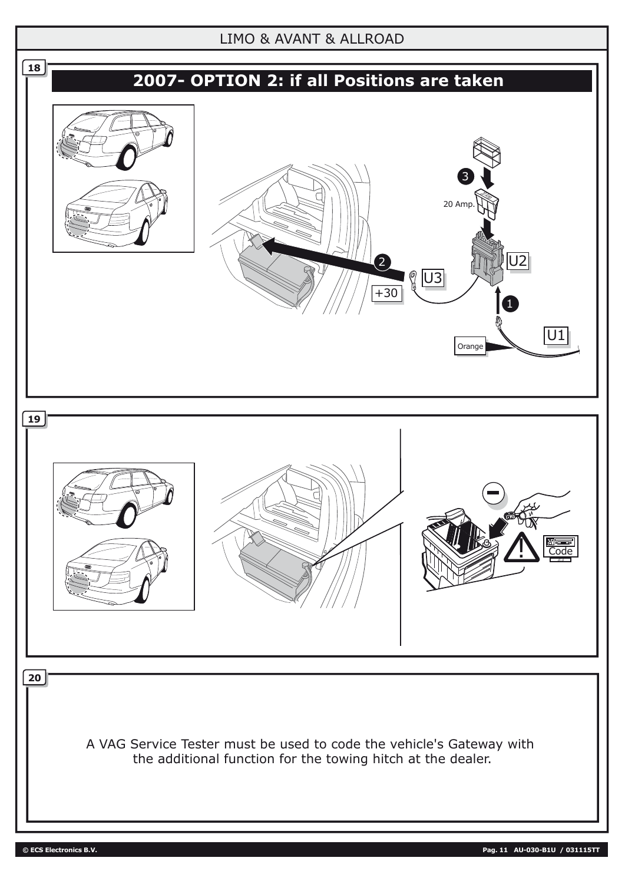LIMO & AVANT & ALLROAD

**18**

## 2007- OPTION 2: if all Positions are taken

3

20 Amp.

U2

2

U3

+30

1

U1

Orange

**19**

Code

**20**

A VAG Service Tester must be used to code the vehicle's Gateway with the additional function for the towing hitch at the dealer.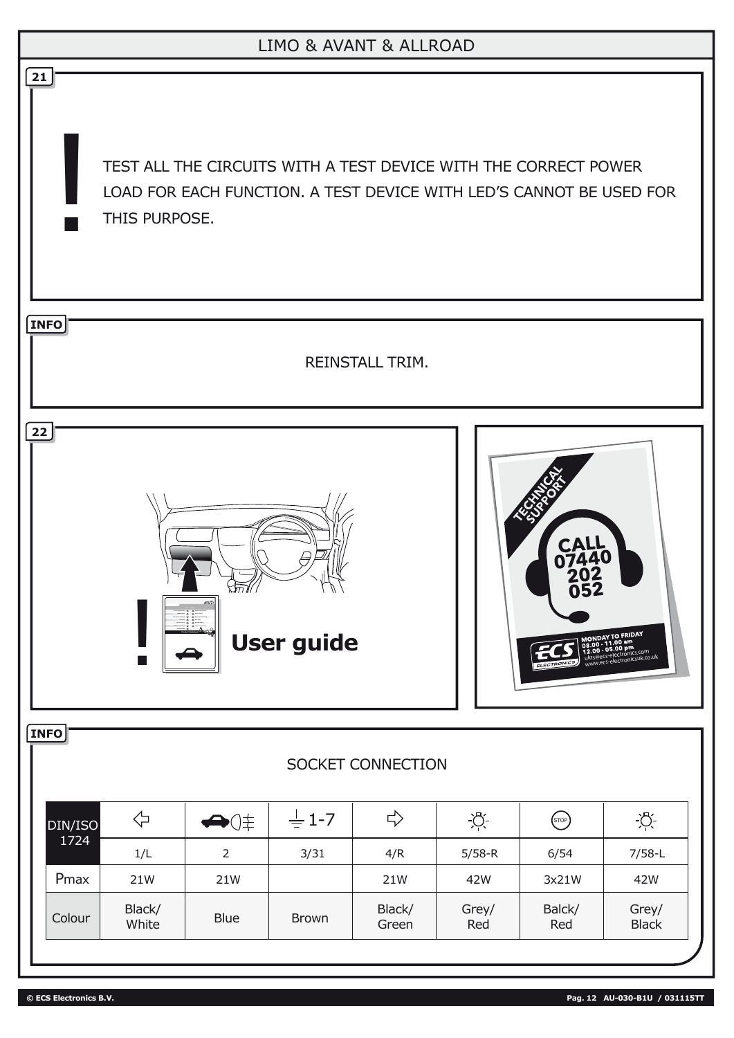## LIMO & AVANT & ALLROAD

**21**

TEST ALL THE CIRCUITS WITH A TEST DEVICE WITH THE CORRECT POWER LOAD FOR EACH FUNCTION. A TEST DEVICE WITH LED'S CANNOT BE USED FOR THIS PURPOSE.

**INFO**

REINSTALL TRIM.

**22**

**User guide**

TECHNICAL SUPPORT

CALL 07440 202 052

MONDAY TO FRIDAY
08.00 - 11.00 am
12.00 - 05.00 pm
ukts@ecs-electronics.com
www.ecs-electronicsuk.co.uk

**INFO**

SOCKET CONNECTION

| DIN/ISO 1724 | 1/L | 2 | 3/31 | 4/R | 5/58-R | 6/54 | 7/58-L |
|---|---|---|---|---|---|---|---|
| Pmax | 21W | 21W | | 21W | 42W | 3x21W | 42W |
| Colour | Black/ White | Blue | Brown | Black/ Green | Grey/ Red | Balck/ Red | Grey/ Black |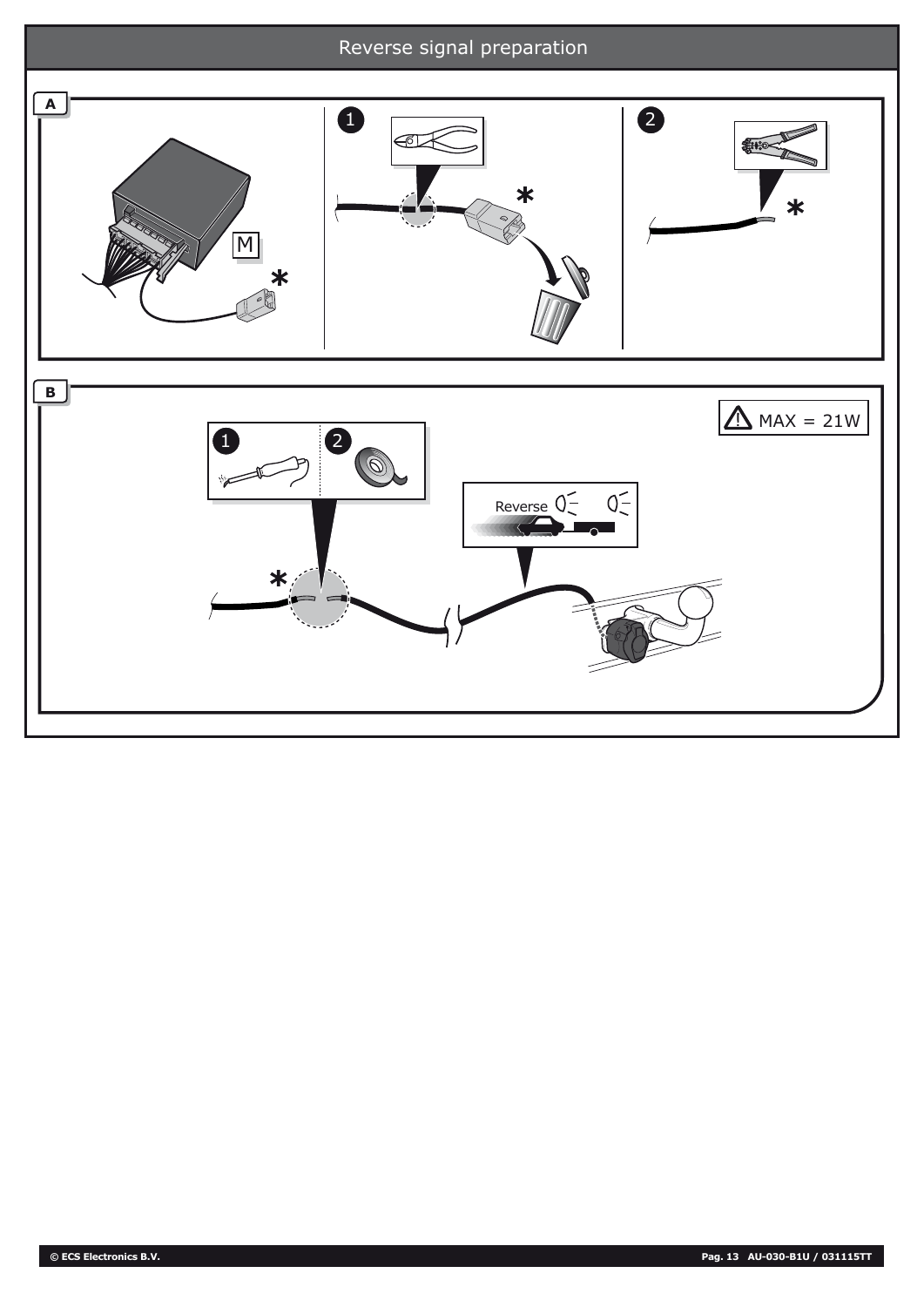# Reverse signal preparation

**A**

M

*

1

*

2

*

**B**

MAX = 21W

1

2

*

Reverse